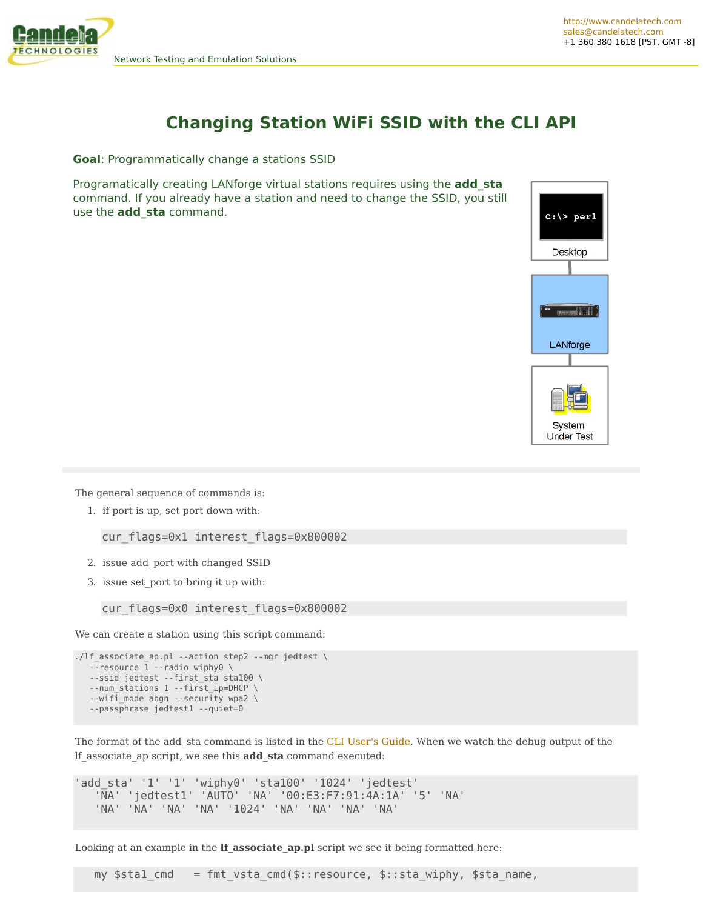# Changing Station WiFi SSID with the CLI API

**Goal**: Programmatically change a stations SSID

Programatically creating LANforge virtual stations requires using the **add_sta** command. If you already have a station and need to change the SSID, you still use the **add_sta** command.

The general sequence of commands is:

1. if port is up, set port down with:

   ```
   cur_flags=0x1 interest_flags=0x800002
   ```

2. issue add_port with changed SSID
3. issue set_port to bring it up with:

   ```
   cur_flags=0x0 interest_flags=0x800002
   ```

We can create a station using this script command:

```
./lf_associate_ap.pl --action step2 --mgr jedtest \
   --resource 1 --radio wiphy0 \
   --ssid jedtest --first_sta sta100 \
   --num_stations 1 --first_ip=DHCP \
   --wifi_mode abgn --security wpa2 \
   --passphrase jedtest1 --quiet=0
```

The format of the add_sta command is listed in the CLI User's Guide. When we watch the debug output of the lf_associate_ap script, we see this **add_sta** command executed:

```
'add_sta' '1' '1' 'wiphy0' 'sta100' '1024' 'jedtest'
   'NA' 'jedtest1' 'AUTO' 'NA' '00:E3:F7:91:4A:1A' '5' 'NA'
   'NA' 'NA' 'NA' 'NA' '1024' 'NA' 'NA' 'NA' 'NA'
```

Looking at an example in the **lf_associate_ap.pl** script we see it being formatted here:

```
   my $sta1_cmd   = fmt_vsta_cmd($::resource, $::sta_wiphy, $sta_name,
```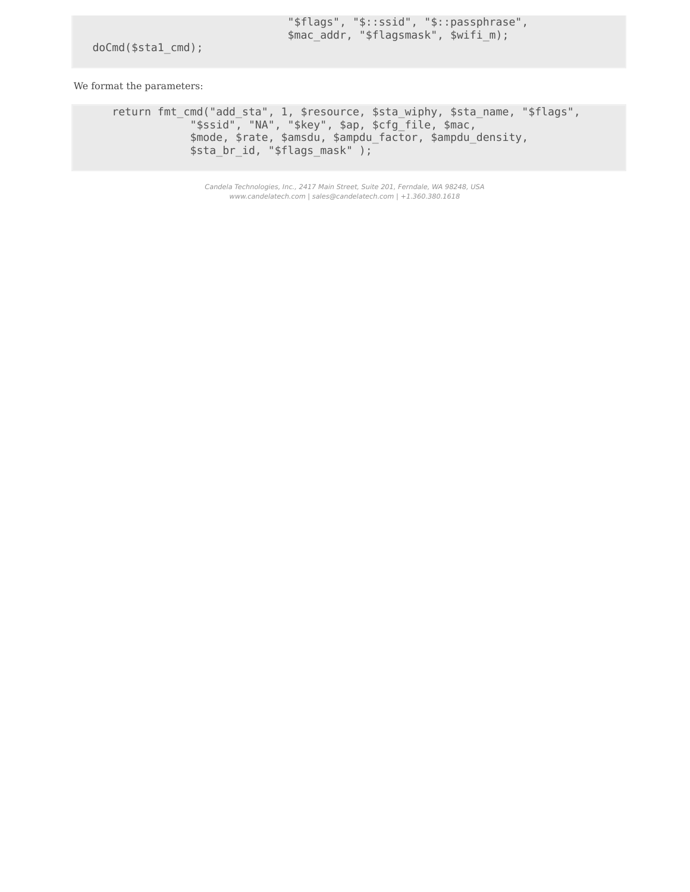```
                              "$flags", "$::ssid", "$::passphrase",
                              $mac_addr, "$flagsmask", $wifi_m);
doCmd($sta1_cmd);
```

We format the parameters:

```
   return fmt_cmd("add_sta", 1, $resource, $sta_wiphy, $sta_name, "$flags",
               "$ssid", "NA", "$key", $ap, $cfg_file, $mac,
               $mode, $rate, $amsdu, $ampdu_factor, $ampdu_density,
               $sta_br_id, "$flags_mask" );
```